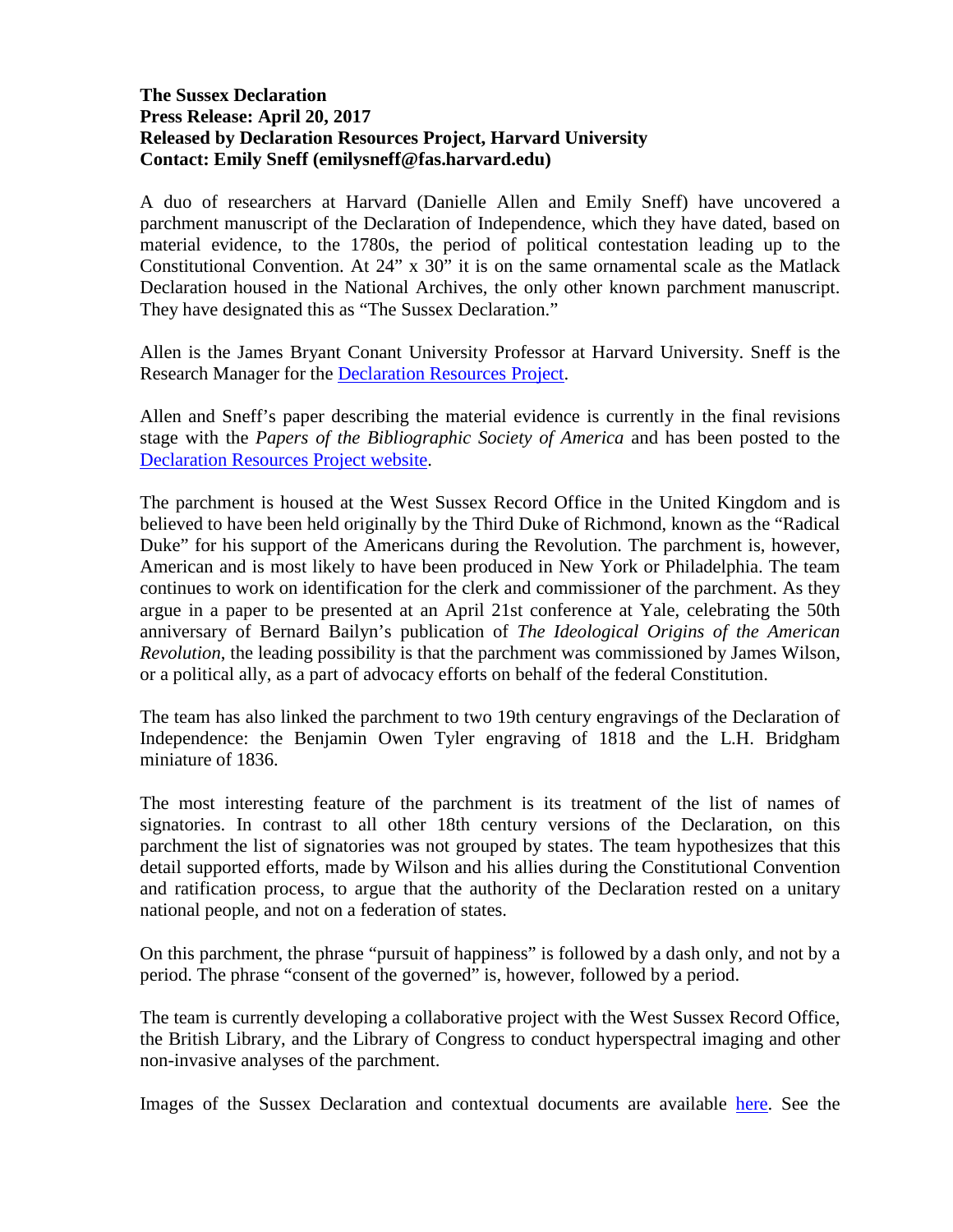**The Sussex Declaration**
**Press Release: April 20, 2017**
**Released by Declaration Resources Project, Harvard University**
**Contact: Emily Sneff (emilysneff@fas.harvard.edu)**

A duo of researchers at Harvard (Danielle Allen and Emily Sneff) have uncovered a parchment manuscript of the Declaration of Independence, which they have dated, based on material evidence, to the 1780s, the period of political contestation leading up to the Constitutional Convention. At 24" x 30" it is on the same ornamental scale as the Matlack Declaration housed in the National Archives, the only other known parchment manuscript. They have designated this as "The Sussex Declaration."

Allen is the James Bryant Conant University Professor at Harvard University. Sneff is the Research Manager for the Declaration Resources Project.

Allen and Sneff's paper describing the material evidence is currently in the final revisions stage with the *Papers of the Bibliographic Society of America* and has been posted to the Declaration Resources Project website.

The parchment is housed at the West Sussex Record Office in the United Kingdom and is believed to have been held originally by the Third Duke of Richmond, known as the "Radical Duke" for his support of the Americans during the Revolution. The parchment is, however, American and is most likely to have been produced in New York or Philadelphia. The team continues to work on identification for the clerk and commissioner of the parchment. As they argue in a paper to be presented at an April 21st conference at Yale, celebrating the 50th anniversary of Bernard Bailyn's publication of *The Ideological Origins of the American Revolution*, the leading possibility is that the parchment was commissioned by James Wilson, or a political ally, as a part of advocacy efforts on behalf of the federal Constitution.

The team has also linked the parchment to two 19th century engravings of the Declaration of Independence: the Benjamin Owen Tyler engraving of 1818 and the L.H. Bridgham miniature of 1836.

The most interesting feature of the parchment is its treatment of the list of names of signatories. In contrast to all other 18th century versions of the Declaration, on this parchment the list of signatories was not grouped by states. The team hypothesizes that this detail supported efforts, made by Wilson and his allies during the Constitutional Convention and ratification process, to argue that the authority of the Declaration rested on a unitary national people, and not on a federation of states.

On this parchment, the phrase "pursuit of happiness" is followed by a dash only, and not by a period. The phrase "consent of the governed" is, however, followed by a period.

The team is currently developing a collaborative project with the West Sussex Record Office, the British Library, and the Library of Congress to conduct hyperspectral imaging and other non-invasive analyses of the parchment.

Images of the Sussex Declaration and contextual documents are available here. See the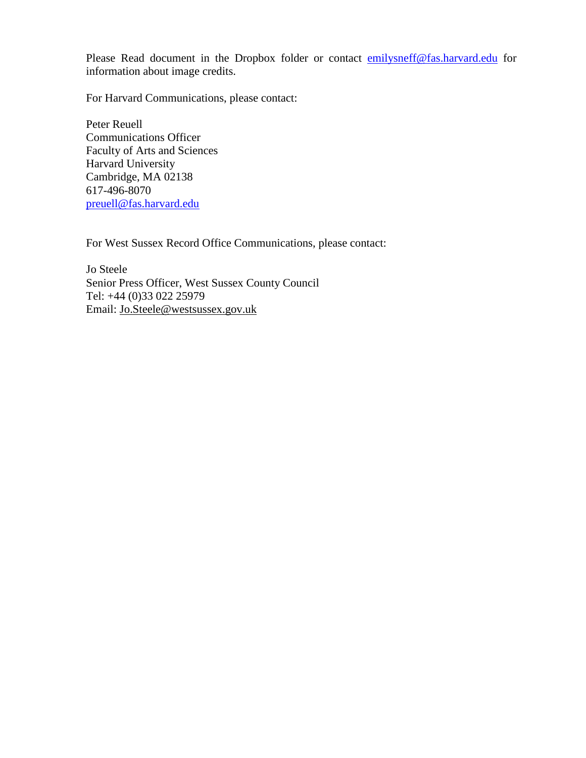Please Read document in the Dropbox folder or contact emilysneff@fas.harvard.edu for information about image credits.

For Harvard Communications, please contact:

Peter Reuell  
Communications Officer  
Faculty of Arts and Sciences  
Harvard University  
Cambridge, MA 02138  
617-496-8070  
preuell@fas.harvard.edu

For West Sussex Record Office Communications, please contact:

Jo Steele  
Senior Press Officer, West Sussex County Council  
Tel: +44 (0)33 022 25979  
Email: Jo.Steele@westsussex.gov.uk